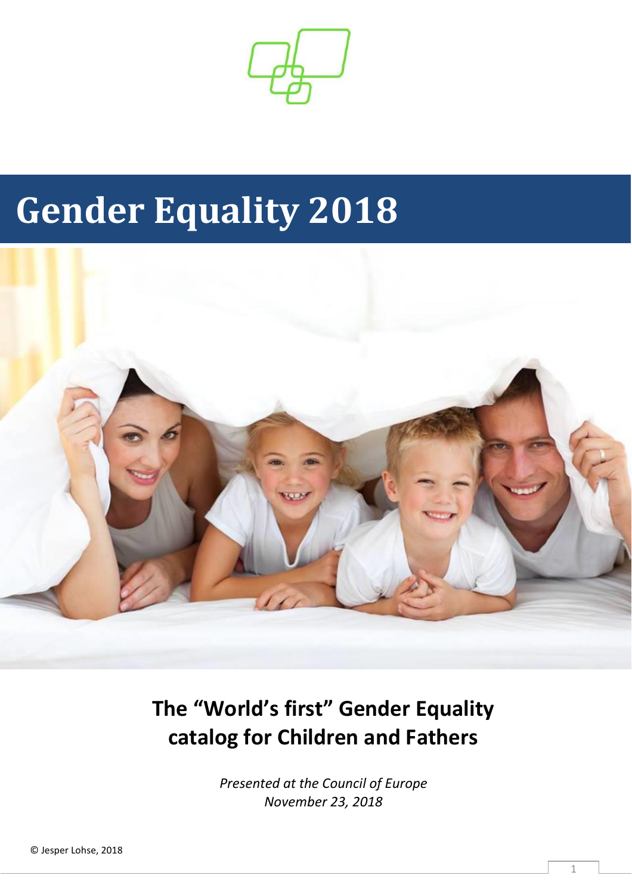# Gender Equality 2018

## The “World’s first” Gender Equality catalog for Children and Fathers

*Presented at the Council of Europe*
*November 23, 2018*

© Jesper Lohse, 2018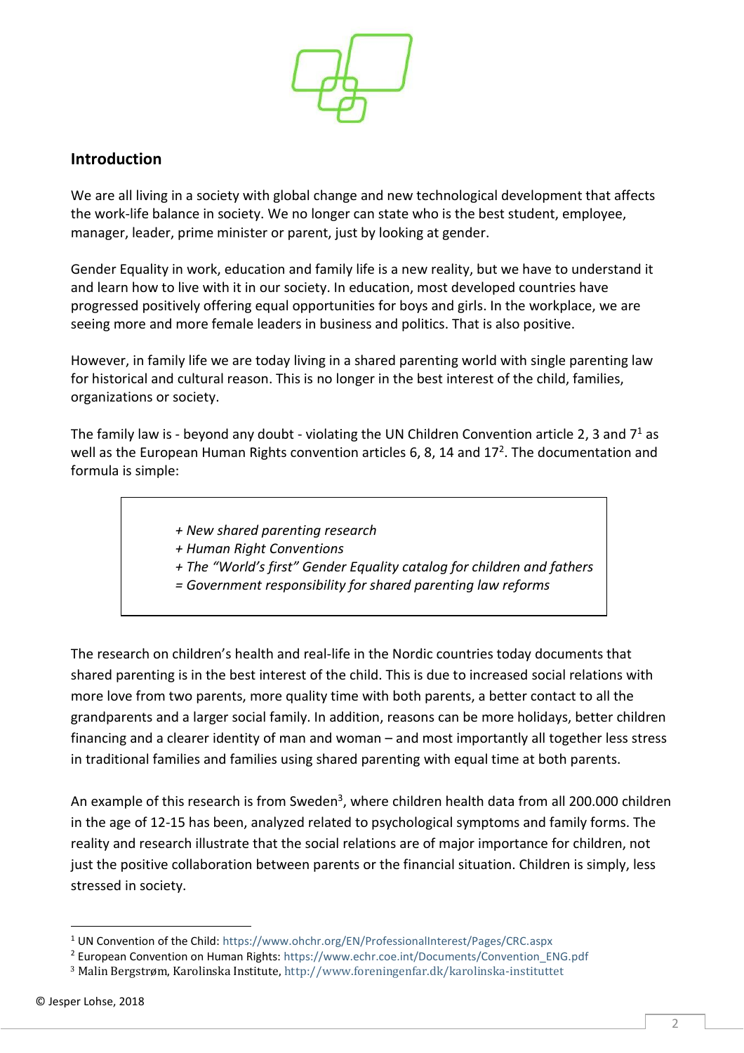## Introduction

We are all living in a society with global change and new technological development that affects the work-life balance in society. We no longer can state who is the best student, employee, manager, leader, prime minister or parent, just by looking at gender.

Gender Equality in work, education and family life is a new reality, but we have to understand it and learn how to live with it in our society. In education, most developed countries have progressed positively offering equal opportunities for boys and girls. In the workplace, we are seeing more and more female leaders in business and politics. That is also positive.

However, in family life we are today living in a shared parenting world with single parenting law for historical and cultural reason. This is no longer in the best interest of the child, families, organizations or society.

The family law is - beyond any doubt - violating the UN Children Convention article 2, 3 and 7[1] as well as the European Human Rights convention articles 6, 8, 14 and 17[2]. The documentation and formula is simple:

> *+ New shared parenting research*
> *+ Human Right Conventions*
> *+ The "World's first" Gender Equality catalog for children and fathers*
> *= Government responsibility for shared parenting law reforms*

The research on children's health and real-life in the Nordic countries today documents that shared parenting is in the best interest of the child. This is due to increased social relations with more love from two parents, more quality time with both parents, a better contact to all the grandparents and a larger social family. In addition, reasons can be more holidays, better children financing and a clearer identity of man and woman – and most importantly all together less stress in traditional families and families using shared parenting with equal time at both parents.

An example of this research is from Sweden[3], where children health data from all 200.000 children in the age of 12-15 has been, analyzed related to psychological symptoms and family forms. The reality and research illustrate that the social relations are of major importance for children, not just the positive collaboration between parents or the financial situation. Children is simply, less stressed in society.

---

[1] UN Convention of the Child: https://www.ohchr.org/EN/ProfessionalInterest/Pages/CRC.aspx
[2] European Convention on Human Rights: https://www.echr.coe.int/Documents/Convention_ENG.pdf
[3] Malin Bergstrøm, Karolinska Institute, http://www.foreningenfar.dk/karolinska-instituttet

© Jesper Lohse, 2018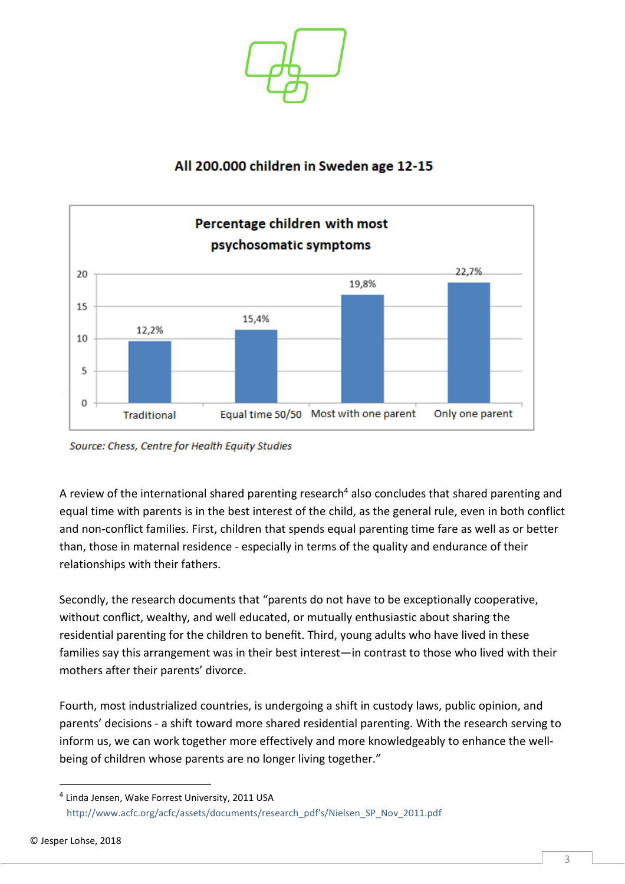## All 200.000 children in Sweden age 12-15

**Percentage children with most psychosomatic symptoms**

| Traditional | Equal time 50/50 | Most with one parent | Only one parent |
|---|---|---|---|
| 12,2% | 15,4% | 19,8% | 22,7% |

*Source: Chess, Centre for Health Equity Studies*

A review of the international shared parenting research[4] also concludes that shared parenting and equal time with parents is in the best interest of the child, as the general rule, even in both conflict and non-conflict families. First, children that spends equal parenting time fare as well as or better than, those in maternal residence - especially in terms of the quality and endurance of their relationships with their fathers.

Secondly, the research documents that "parents do not have to be exceptionally cooperative, without conflict, wealthy, and well educated, or mutually enthusiastic about sharing the residential parenting for the children to benefit. Third, young adults who have lived in these families say this arrangement was in their best interest—in contrast to those who lived with their mothers after their parents' divorce.

Fourth, most industrialized countries, is undergoing a shift in custody laws, public opinion, and parents' decisions - a shift toward more shared residential parenting. With the research serving to inform us, we can work together more effectively and more knowledgeably to enhance the well-being of children whose parents are no longer living together."

---

[4] Linda Jensen, Wake Forrest University, 2011 USA
http://www.acfc.org/acfc/assets/documents/research_pdf's/Nielsen_SP_Nov_2011.pdf

© Jesper Lohse, 2018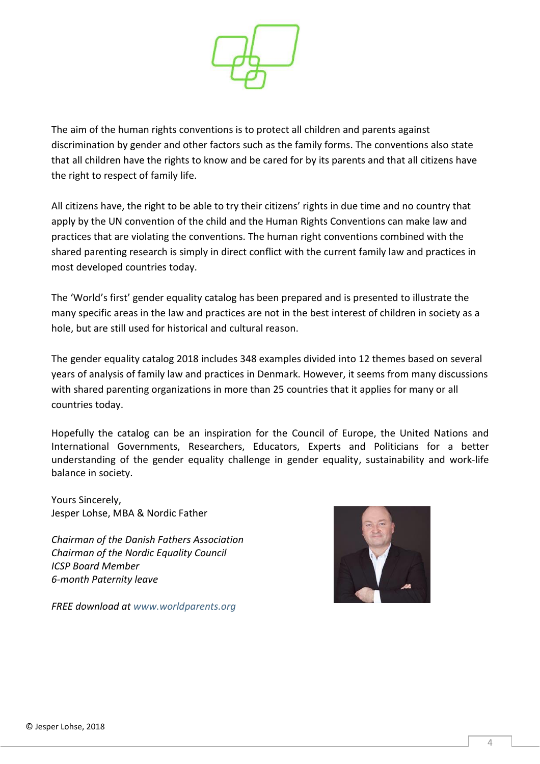The aim of the human rights conventions is to protect all children and parents against discrimination by gender and other factors such as the family forms. The conventions also state that all children have the rights to know and be cared for by its parents and that all citizens have the right to respect of family life.

All citizens have, the right to be able to try their citizens' rights in due time and no country that apply by the UN convention of the child and the Human Rights Conventions can make law and practices that are violating the conventions. The human right conventions combined with the shared parenting research is simply in direct conflict with the current family law and practices in most developed countries today.

The 'World's first' gender equality catalog has been prepared and is presented to illustrate the many specific areas in the law and practices are not in the best interest of children in society as a hole, but are still used for historical and cultural reason.

The gender equality catalog 2018 includes 348 examples divided into 12 themes based on several years of analysis of family law and practices in Denmark. However, it seems from many discussions with shared parenting organizations in more than 25 countries that it applies for many or all countries today.

Hopefully the catalog can be an inspiration for the Council of Europe, the United Nations and International Governments, Researchers, Educators, Experts and Politicians for a better understanding of the gender equality challenge in gender equality, sustainability and work-life balance in society.

Yours Sincerely,
Jesper Lohse, MBA & Nordic Father

*Chairman of the Danish Fathers Association*
*Chairman of the Nordic Equality Council*
*ICSP Board Member*
*6-month Paternity leave*

*FREE download at www.worldparents.org*

© Jesper Lohse, 2018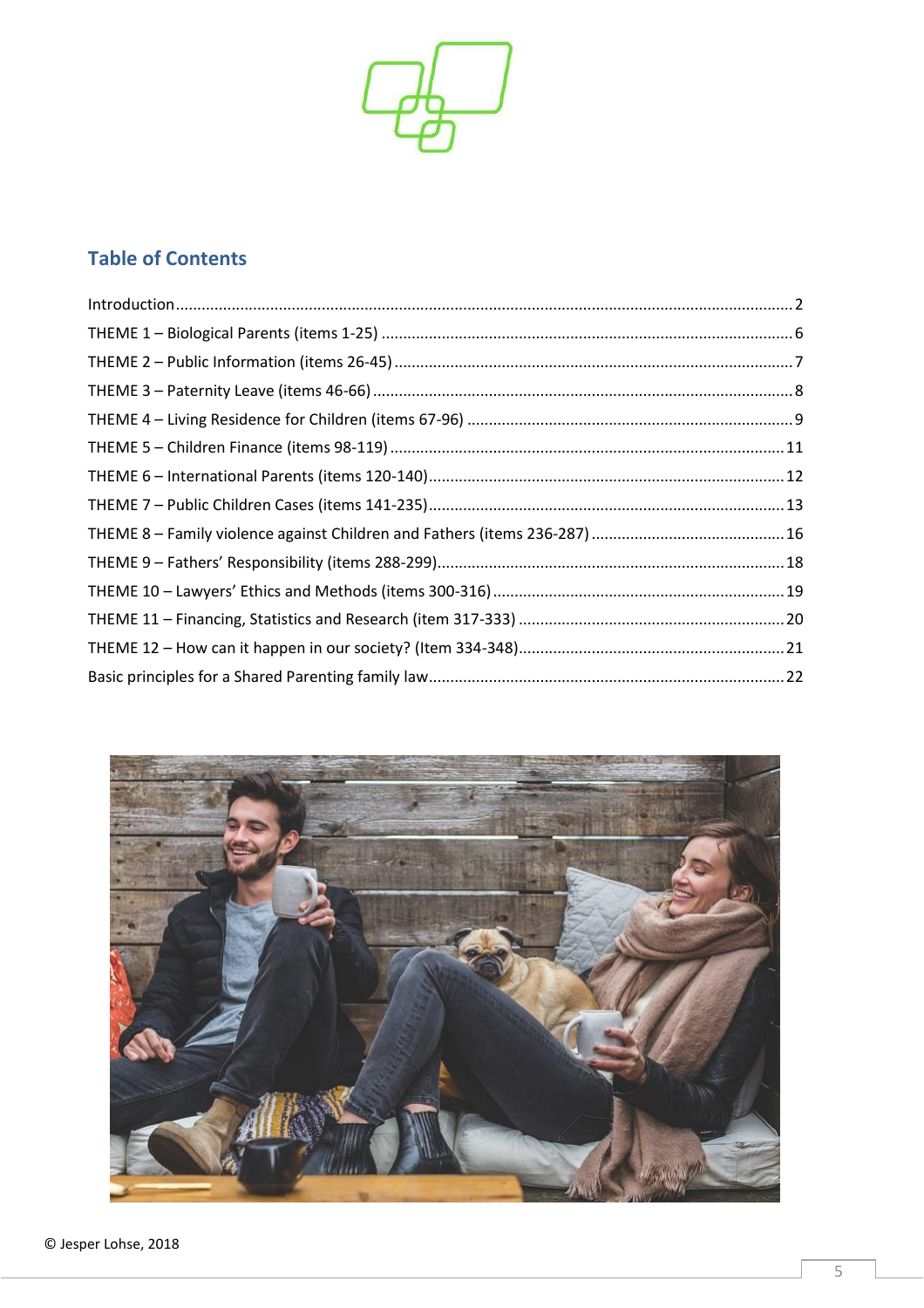## Table of Contents

Introduction ........................................................ 2
THEME 1 – Biological Parents (items 1-25) ........................................................ 6
THEME 2 – Public Information (items 26-45) ........................................................ 7
THEME 3 – Paternity Leave (items 46-66) ........................................................ 8
THEME 4 – Living Residence for Children (items 67-96) ........................................................ 9
THEME 5 – Children Finance (items 98-119) ........................................................ 11
THEME 6 – International Parents (items 120-140) ........................................................ 12
THEME 7 – Public Children Cases (items 141-235) ........................................................ 13
THEME 8 – Family violence against Children and Fathers (items 236-287) ........................................................ 16
THEME 9 – Fathers' Responsibility (items 288-299) ........................................................ 18
THEME 10 – Lawyers' Ethics and Methods (items 300-316) ........................................................ 19
THEME 11 – Financing, Statistics and Research (item 317-333) ........................................................ 20
THEME 12 – How can it happen in our society? (Item 334-348) ........................................................ 21
Basic principles for a Shared Parenting family law ........................................................ 22

© Jesper Lohse, 2018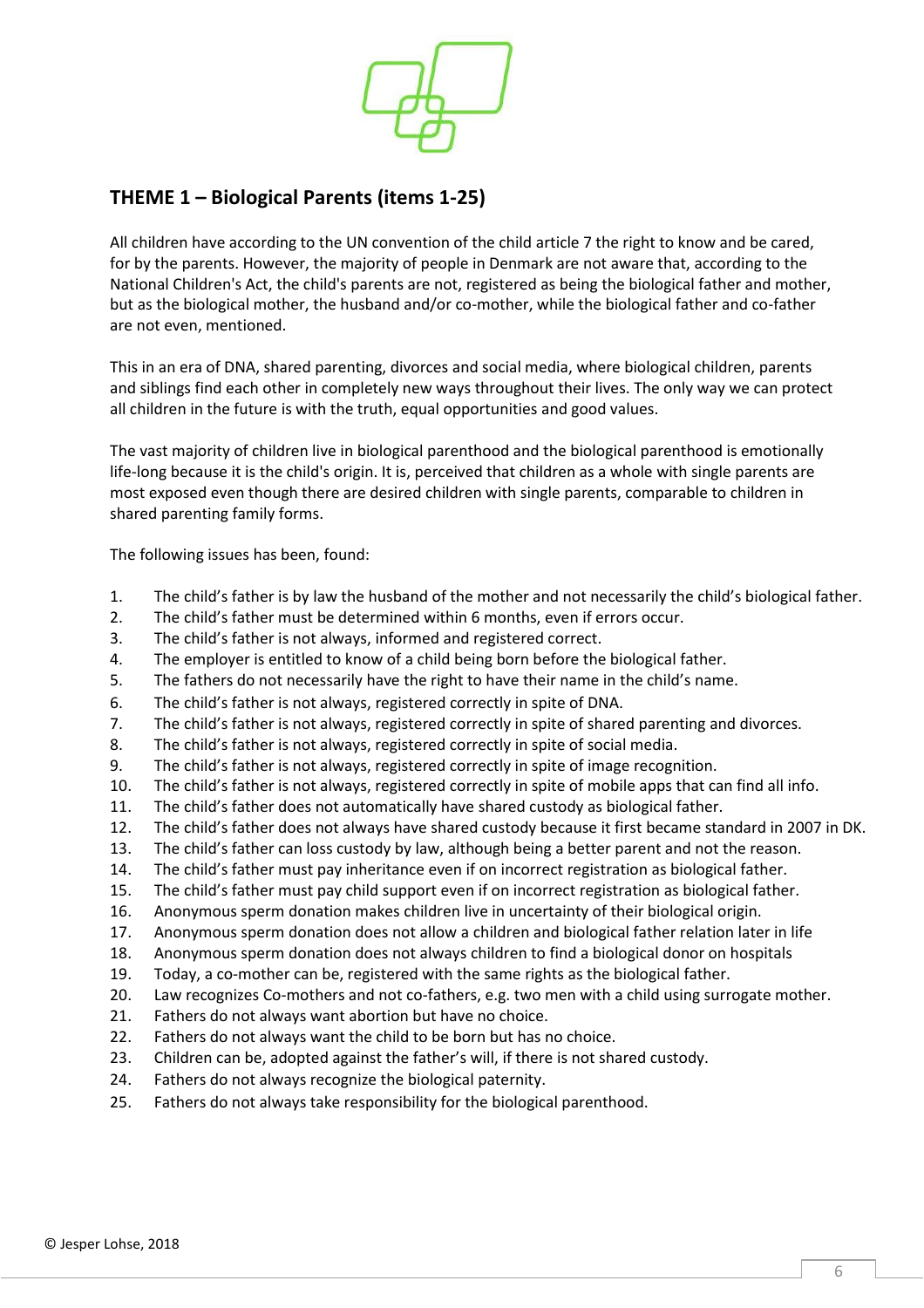## THEME 1 – Biological Parents (items 1-25)

All children have according to the UN convention of the child article 7 the right to know and be cared, for by the parents. However, the majority of people in Denmark are not aware that, according to the National Children's Act, the child's parents are not, registered as being the biological father and mother, but as the biological mother, the husband and/or co-mother, while the biological father and co-father are not even, mentioned.

This in an era of DNA, shared parenting, divorces and social media, where biological children, parents and siblings find each other in completely new ways throughout their lives. The only way we can protect all children in the future is with the truth, equal opportunities and good values.

The vast majority of children live in biological parenthood and the biological parenthood is emotionally life-long because it is the child's origin. It is, perceived that children as a whole with single parents are most exposed even though there are desired children with single parents, comparable to children in shared parenting family forms.

The following issues has been, found:

1. The child's father is by law the husband of the mother and not necessarily the child's biological father.
2. The child's father must be determined within 6 months, even if errors occur.
3. The child's father is not always, informed and registered correct.
4. The employer is entitled to know of a child being born before the biological father.
5. The fathers do not necessarily have the right to have their name in the child's name.
6. The child's father is not always, registered correctly in spite of DNA.
7. The child's father is not always, registered correctly in spite of shared parenting and divorces.
8. The child's father is not always, registered correctly in spite of social media.
9. The child's father is not always, registered correctly in spite of image recognition.
10. The child's father is not always, registered correctly in spite of mobile apps that can find all info.
11. The child's father does not automatically have shared custody as biological father.
12. The child's father does not always have shared custody because it first became standard in 2007 in DK.
13. The child's father can loss custody by law, although being a better parent and not the reason.
14. The child's father must pay inheritance even if on incorrect registration as biological father.
15. The child's father must pay child support even if on incorrect registration as biological father.
16. Anonymous sperm donation makes children live in uncertainty of their biological origin.
17. Anonymous sperm donation does not allow a children and biological father relation later in life
18. Anonymous sperm donation does not always children to find a biological donor on hospitals
19. Today, a co-mother can be, registered with the same rights as the biological father.
20. Law recognizes Co-mothers and not co-fathers, e.g. two men with a child using surrogate mother.
21. Fathers do not always want abortion but have no choice.
22. Fathers do not always want the child to be born but has no choice.
23. Children can be, adopted against the father's will, if there is not shared custody.
24. Fathers do not always recognize the biological paternity.
25. Fathers do not always take responsibility for the biological parenthood.

© Jesper Lohse, 2018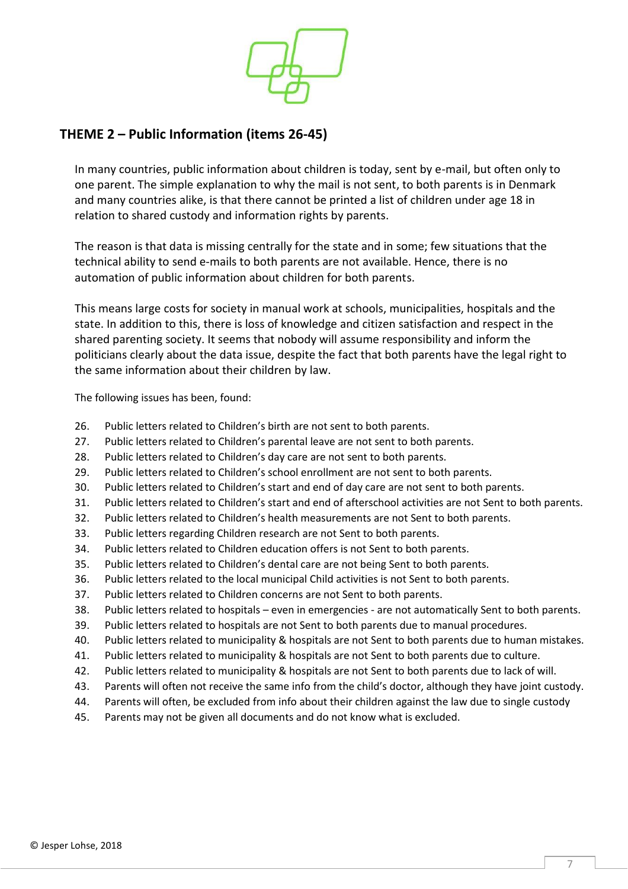## THEME 2 – Public Information (items 26-45)

In many countries, public information about children is today, sent by e-mail, but often only to one parent. The simple explanation to why the mail is not sent, to both parents is in Denmark and many countries alike, is that there cannot be printed a list of children under age 18 in relation to shared custody and information rights by parents.

The reason is that data is missing centrally for the state and in some; few situations that the technical ability to send e-mails to both parents are not available. Hence, there is no automation of public information about children for both parents.

This means large costs for society in manual work at schools, municipalities, hospitals and the state. In addition to this, there is loss of knowledge and citizen satisfaction and respect in the shared parenting society. It seems that nobody will assume responsibility and inform the politicians clearly about the data issue, despite the fact that both parents have the legal right to the same information about their children by law.

The following issues has been, found:

26. Public letters related to Children's birth are not sent to both parents.
27. Public letters related to Children's parental leave are not sent to both parents.
28. Public letters related to Children's day care are not sent to both parents.
29. Public letters related to Children's school enrollment are not sent to both parents.
30. Public letters related to Children's start and end of day care are not sent to both parents.
31. Public letters related to Children's start and end of afterschool activities are not Sent to both parents.
32. Public letters related to Children's health measurements are not Sent to both parents.
33. Public letters regarding Children research are not Sent to both parents.
34. Public letters related to Children education offers is not Sent to both parents.
35. Public letters related to Children's dental care are not being Sent to both parents.
36. Public letters related to the local municipal Child activities is not Sent to both parents.
37. Public letters related to Children concerns are not Sent to both parents.
38. Public letters related to hospitals – even in emergencies - are not automatically Sent to both parents.
39. Public letters related to hospitals are not Sent to both parents due to manual procedures.
40. Public letters related to municipality & hospitals are not Sent to both parents due to human mistakes.
41. Public letters related to municipality & hospitals are not Sent to both parents due to culture.
42. Public letters related to municipality & hospitals are not Sent to both parents due to lack of will.
43. Parents will often not receive the same info from the child's doctor, although they have joint custody.
44. Parents will often, be excluded from info about their children against the law due to single custody
45. Parents may not be given all documents and do not know what is excluded.

© Jesper Lohse, 2018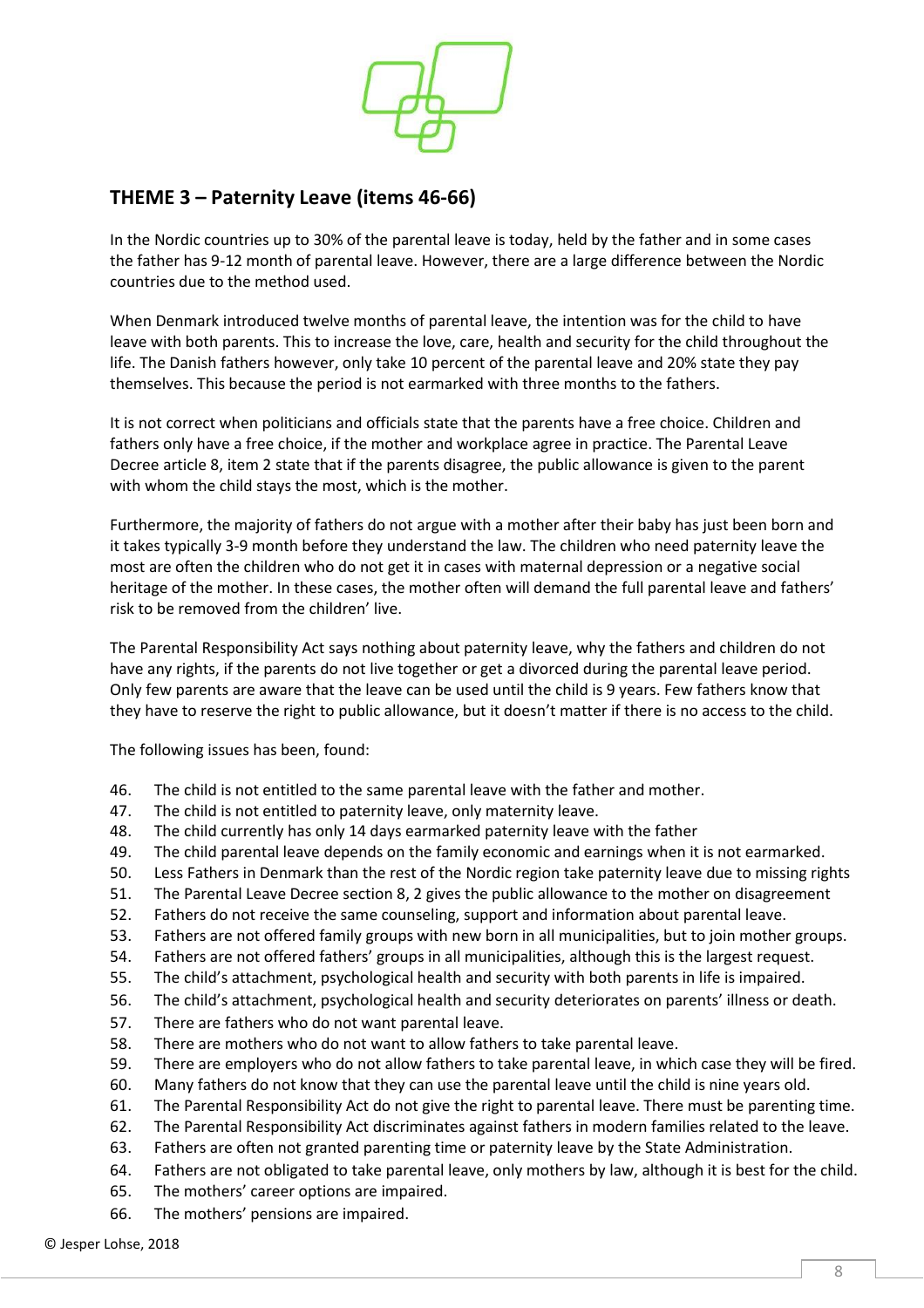## THEME 3 – Paternity Leave (items 46-66)

In the Nordic countries up to 30% of the parental leave is today, held by the father and in some cases the father has 9-12 month of parental leave. However, there are a large difference between the Nordic countries due to the method used.

When Denmark introduced twelve months of parental leave, the intention was for the child to have leave with both parents. This to increase the love, care, health and security for the child throughout the life. The Danish fathers however, only take 10 percent of the parental leave and 20% state they pay themselves. This because the period is not earmarked with three months to the fathers.

It is not correct when politicians and officials state that the parents have a free choice. Children and fathers only have a free choice, if the mother and workplace agree in practice. The Parental Leave Decree article 8, item 2 state that if the parents disagree, the public allowance is given to the parent with whom the child stays the most, which is the mother.

Furthermore, the majority of fathers do not argue with a mother after their baby has just been born and it takes typically 3-9 month before they understand the law. The children who need paternity leave the most are often the children who do not get it in cases with maternal depression or a negative social heritage of the mother. In these cases, the mother often will demand the full parental leave and fathers' risk to be removed from the children' live.

The Parental Responsibility Act says nothing about paternity leave, why the fathers and children do not have any rights, if the parents do not live together or get a divorced during the parental leave period. Only few parents are aware that the leave can be used until the child is 9 years. Few fathers know that they have to reserve the right to public allowance, but it doesn't matter if there is no access to the child.

The following issues has been, found:

46. The child is not entitled to the same parental leave with the father and mother.
47. The child is not entitled to paternity leave, only maternity leave.
48. The child currently has only 14 days earmarked paternity leave with the father
49. The child parental leave depends on the family economic and earnings when it is not earmarked.
50. Less Fathers in Denmark than the rest of the Nordic region take paternity leave due to missing rights
51. The Parental Leave Decree section 8, 2 gives the public allowance to the mother on disagreement
52. Fathers do not receive the same counseling, support and information about parental leave.
53. Fathers are not offered family groups with new born in all municipalities, but to join mother groups.
54. Fathers are not offered fathers' groups in all municipalities, although this is the largest request.
55. The child's attachment, psychological health and security with both parents in life is impaired.
56. The child's attachment, psychological health and security deteriorates on parents' illness or death.
57. There are fathers who do not want parental leave.
58. There are mothers who do not want to allow fathers to take parental leave.
59. There are employers who do not allow fathers to take parental leave, in which case they will be fired.
60. Many fathers do not know that they can use the parental leave until the child is nine years old.
61. The Parental Responsibility Act do not give the right to parental leave. There must be parenting time.
62. The Parental Responsibility Act discriminates against fathers in modern families related to the leave.
63. Fathers are often not granted parenting time or paternity leave by the State Administration.
64. Fathers are not obligated to take parental leave, only mothers by law, although it is best for the child.
65. The mothers' career options are impaired.
66. The mothers' pensions are impaired.

© Jesper Lohse, 2018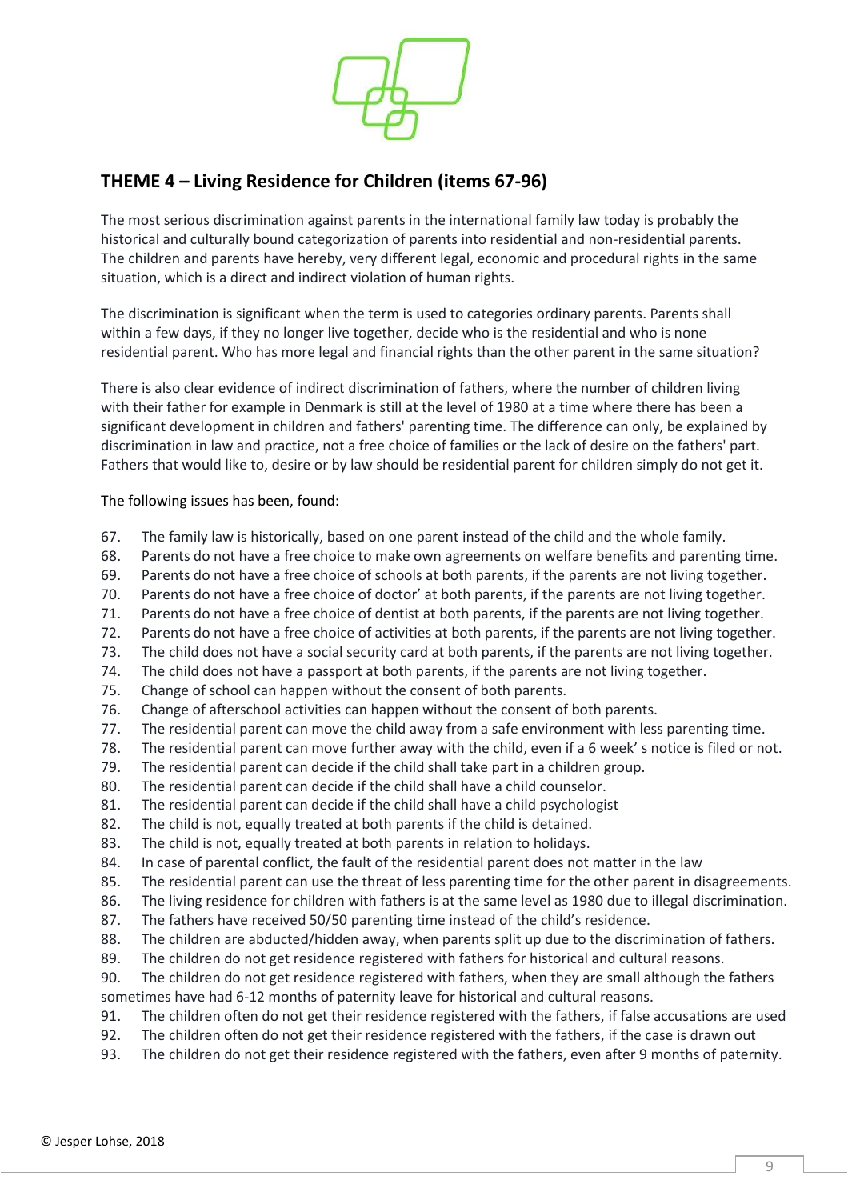## THEME 4 – Living Residence for Children (items 67-96)

The most serious discrimination against parents in the international family law today is probably the historical and culturally bound categorization of parents into residential and non-residential parents. The children and parents have hereby, very different legal, economic and procedural rights in the same situation, which is a direct and indirect violation of human rights.

The discrimination is significant when the term is used to categories ordinary parents. Parents shall within a few days, if they no longer live together, decide who is the residential and who is none residential parent. Who has more legal and financial rights than the other parent in the same situation?

There is also clear evidence of indirect discrimination of fathers, where the number of children living with their father for example in Denmark is still at the level of 1980 at a time where there has been a significant development in children and fathers' parenting time. The difference can only, be explained by discrimination in law and practice, not a free choice of families or the lack of desire on the fathers' part. Fathers that would like to, desire or by law should be residential parent for children simply do not get it.

The following issues has been, found:

67. The family law is historically, based on one parent instead of the child and the whole family.
68. Parents do not have a free choice to make own agreements on welfare benefits and parenting time.
69. Parents do not have a free choice of schools at both parents, if the parents are not living together.
70. Parents do not have a free choice of doctor' at both parents, if the parents are not living together.
71. Parents do not have a free choice of dentist at both parents, if the parents are not living together.
72. Parents do not have a free choice of activities at both parents, if the parents are not living together.
73. The child does not have a social security card at both parents, if the parents are not living together.
74. The child does not have a passport at both parents, if the parents are not living together.
75. Change of school can happen without the consent of both parents.
76. Change of afterschool activities can happen without the consent of both parents.
77. The residential parent can move the child away from a safe environment with less parenting time.
78. The residential parent can move further away with the child, even if a 6 week' s notice is filed or not.
79. The residential parent can decide if the child shall take part in a children group.
80. The residential parent can decide if the child shall have a child counselor.
81. The residential parent can decide if the child shall have a child psychologist
82. The child is not, equally treated at both parents if the child is detained.
83. The child is not, equally treated at both parents in relation to holidays.
84. In case of parental conflict, the fault of the residential parent does not matter in the law
85. The residential parent can use the threat of less parenting time for the other parent in disagreements.
86. The living residence for children with fathers is at the same level as 1980 due to illegal discrimination.
87. The fathers have received 50/50 parenting time instead of the child's residence.
88. The children are abducted/hidden away, when parents split up due to the discrimination of fathers.
89. The children do not get residence registered with fathers for historical and cultural reasons.
90. The children do not get residence registered with fathers, when they are small although the fathers sometimes have had 6-12 months of paternity leave for historical and cultural reasons.
91. The children often do not get their residence registered with the fathers, if false accusations are used
92. The children often do not get their residence registered with the fathers, if the case is drawn out
93. The children do not get their residence registered with the fathers, even after 9 months of paternity.

© Jesper Lohse, 2018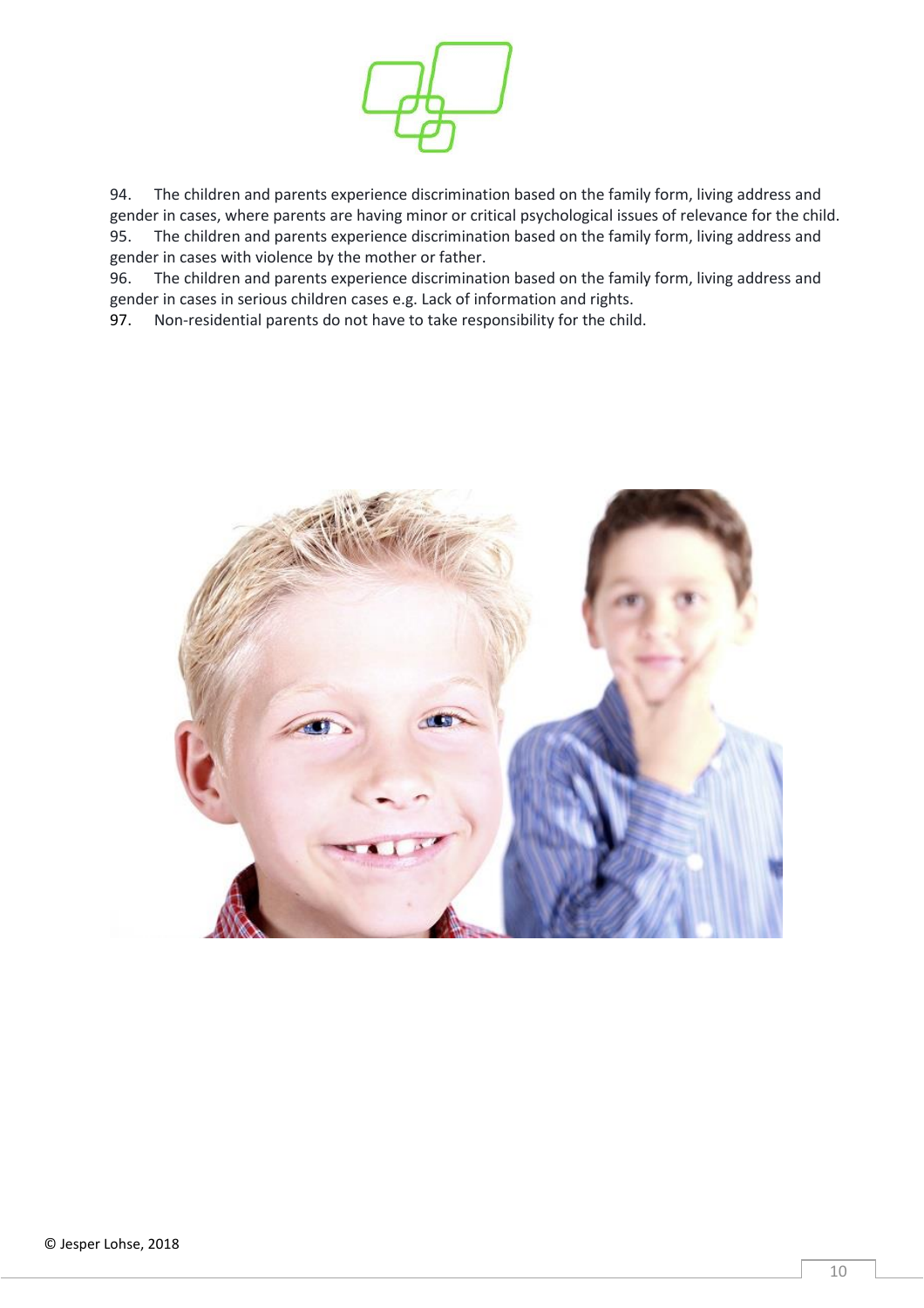94. The children and parents experience discrimination based on the family form, living address and gender in cases, where parents are having minor or critical psychological issues of relevance for the child.

95. The children and parents experience discrimination based on the family form, living address and gender in cases with violence by the mother or father.

96. The children and parents experience discrimination based on the family form, living address and gender in cases in serious children cases e.g. Lack of information and rights.

97. Non-residential parents do not have to take responsibility for the child.

© Jesper Lohse, 2018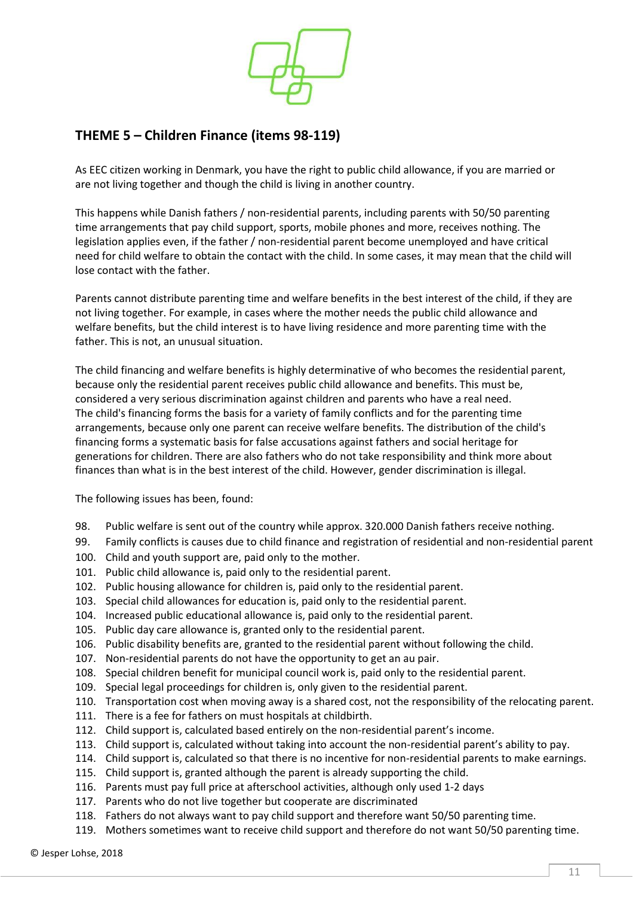## THEME 5 – Children Finance (items 98-119)

As EEC citizen working in Denmark, you have the right to public child allowance, if you are married or are not living together and though the child is living in another country.

This happens while Danish fathers / non-residential parents, including parents with 50/50 parenting time arrangements that pay child support, sports, mobile phones and more, receives nothing. The legislation applies even, if the father / non-residential parent become unemployed and have critical need for child welfare to obtain the contact with the child. In some cases, it may mean that the child will lose contact with the father.

Parents cannot distribute parenting time and welfare benefits in the best interest of the child, if they are not living together. For example, in cases where the mother needs the public child allowance and welfare benefits, but the child interest is to have living residence and more parenting time with the father. This is not, an unusual situation.

The child financing and welfare benefits is highly determinative of who becomes the residential parent, because only the residential parent receives public child allowance and benefits. This must be, considered a very serious discrimination against children and parents who have a real need. The child's financing forms the basis for a variety of family conflicts and for the parenting time arrangements, because only one parent can receive welfare benefits. The distribution of the child's financing forms a systematic basis for false accusations against fathers and social heritage for generations for children. There are also fathers who do not take responsibility and think more about finances than what is in the best interest of the child. However, gender discrimination is illegal.

The following issues has been, found:

98. Public welfare is sent out of the country while approx. 320.000 Danish fathers receive nothing.
99. Family conflicts is causes due to child finance and registration of residential and non-residential parent
100. Child and youth support are, paid only to the mother.
101. Public child allowance is, paid only to the residential parent.
102. Public housing allowance for children is, paid only to the residential parent.
103. Special child allowances for education is, paid only to the residential parent.
104. Increased public educational allowance is, paid only to the residential parent.
105. Public day care allowance is, granted only to the residential parent.
106. Public disability benefits are, granted to the residential parent without following the child.
107. Non-residential parents do not have the opportunity to get an au pair.
108. Special children benefit for municipal council work is, paid only to the residential parent.
109. Special legal proceedings for children is, only given to the residential parent.
110. Transportation cost when moving away is a shared cost, not the responsibility of the relocating parent.
111. There is a fee for fathers on must hospitals at childbirth.
112. Child support is, calculated based entirely on the non-residential parent's income.
113. Child support is, calculated without taking into account the non-residential parent's ability to pay.
114. Child support is, calculated so that there is no incentive for non-residential parents to make earnings.
115. Child support is, granted although the parent is already supporting the child.
116. Parents must pay full price at afterschool activities, although only used 1-2 days
117. Parents who do not live together but cooperate are discriminated
118. Fathers do not always want to pay child support and therefore want 50/50 parenting time.
119. Mothers sometimes want to receive child support and therefore do not want 50/50 parenting time.

© Jesper Lohse, 2018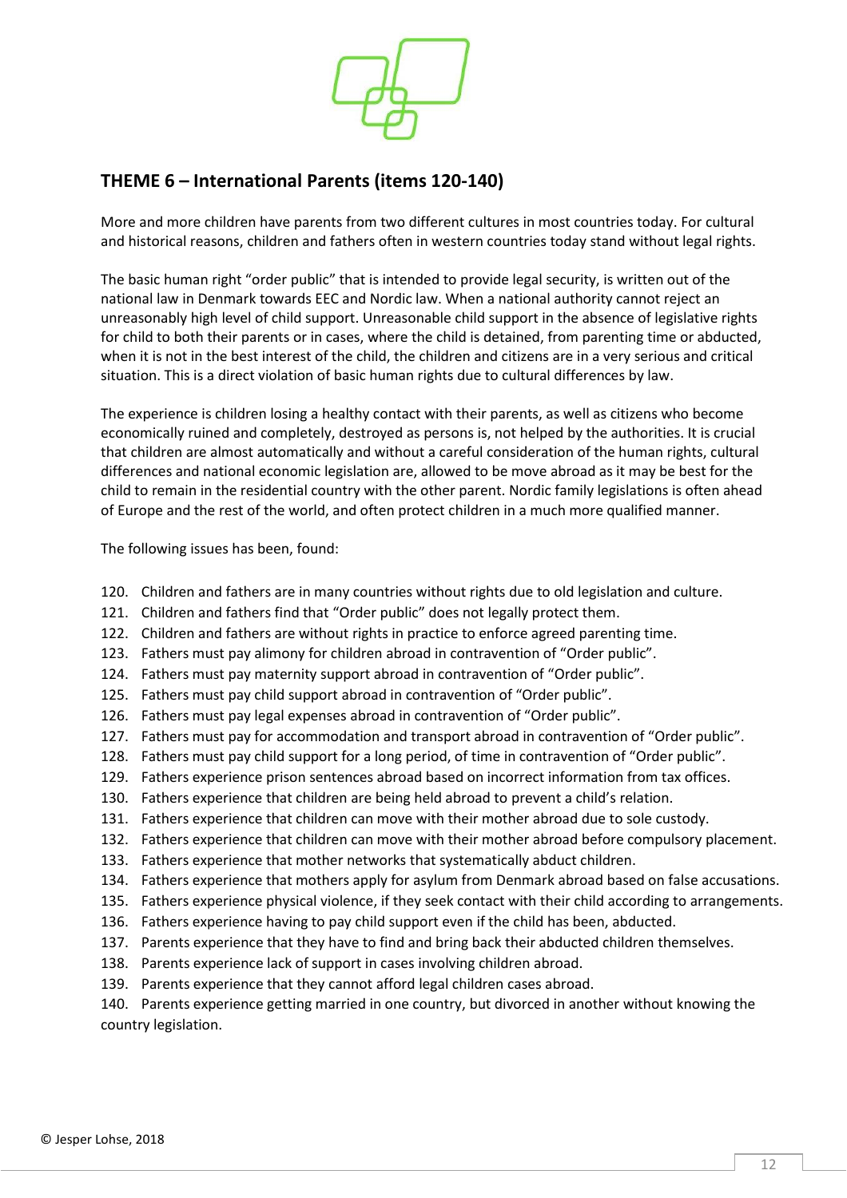## THEME 6 – International Parents (items 120-140)

More and more children have parents from two different cultures in most countries today. For cultural and historical reasons, children and fathers often in western countries today stand without legal rights.

The basic human right "order public" that is intended to provide legal security, is written out of the national law in Denmark towards EEC and Nordic law. When a national authority cannot reject an unreasonably high level of child support. Unreasonable child support in the absence of legislative rights for child to both their parents or in cases, where the child is detained, from parenting time or abducted, when it is not in the best interest of the child, the children and citizens are in a very serious and critical situation. This is a direct violation of basic human rights due to cultural differences by law.

The experience is children losing a healthy contact with their parents, as well as citizens who become economically ruined and completely, destroyed as persons is, not helped by the authorities. It is crucial that children are almost automatically and without a careful consideration of the human rights, cultural differences and national economic legislation are, allowed to be move abroad as it may be best for the child to remain in the residential country with the other parent. Nordic family legislations is often ahead of Europe and the rest of the world, and often protect children in a much more qualified manner.

The following issues has been, found:

120. Children and fathers are in many countries without rights due to old legislation and culture.
121. Children and fathers find that "Order public" does not legally protect them.
122. Children and fathers are without rights in practice to enforce agreed parenting time.
123. Fathers must pay alimony for children abroad in contravention of "Order public".
124. Fathers must pay maternity support abroad in contravention of "Order public".
125. Fathers must pay child support abroad in contravention of "Order public".
126. Fathers must pay legal expenses abroad in contravention of "Order public".
127. Fathers must pay for accommodation and transport abroad in contravention of "Order public".
128. Fathers must pay child support for a long period, of time in contravention of "Order public".
129. Fathers experience prison sentences abroad based on incorrect information from tax offices.
130. Fathers experience that children are being held abroad to prevent a child's relation.
131. Fathers experience that children can move with their mother abroad due to sole custody.
132. Fathers experience that children can move with their mother abroad before compulsory placement.
133. Fathers experience that mother networks that systematically abduct children.
134. Fathers experience that mothers apply for asylum from Denmark abroad based on false accusations.
135. Fathers experience physical violence, if they seek contact with their child according to arrangements.
136. Fathers experience having to pay child support even if the child has been, abducted.
137. Parents experience that they have to find and bring back their abducted children themselves.
138. Parents experience lack of support in cases involving children abroad.
139. Parents experience that they cannot afford legal children cases abroad.
140. Parents experience getting married in one country, but divorced in another without knowing the country legislation.

© Jesper Lohse, 2018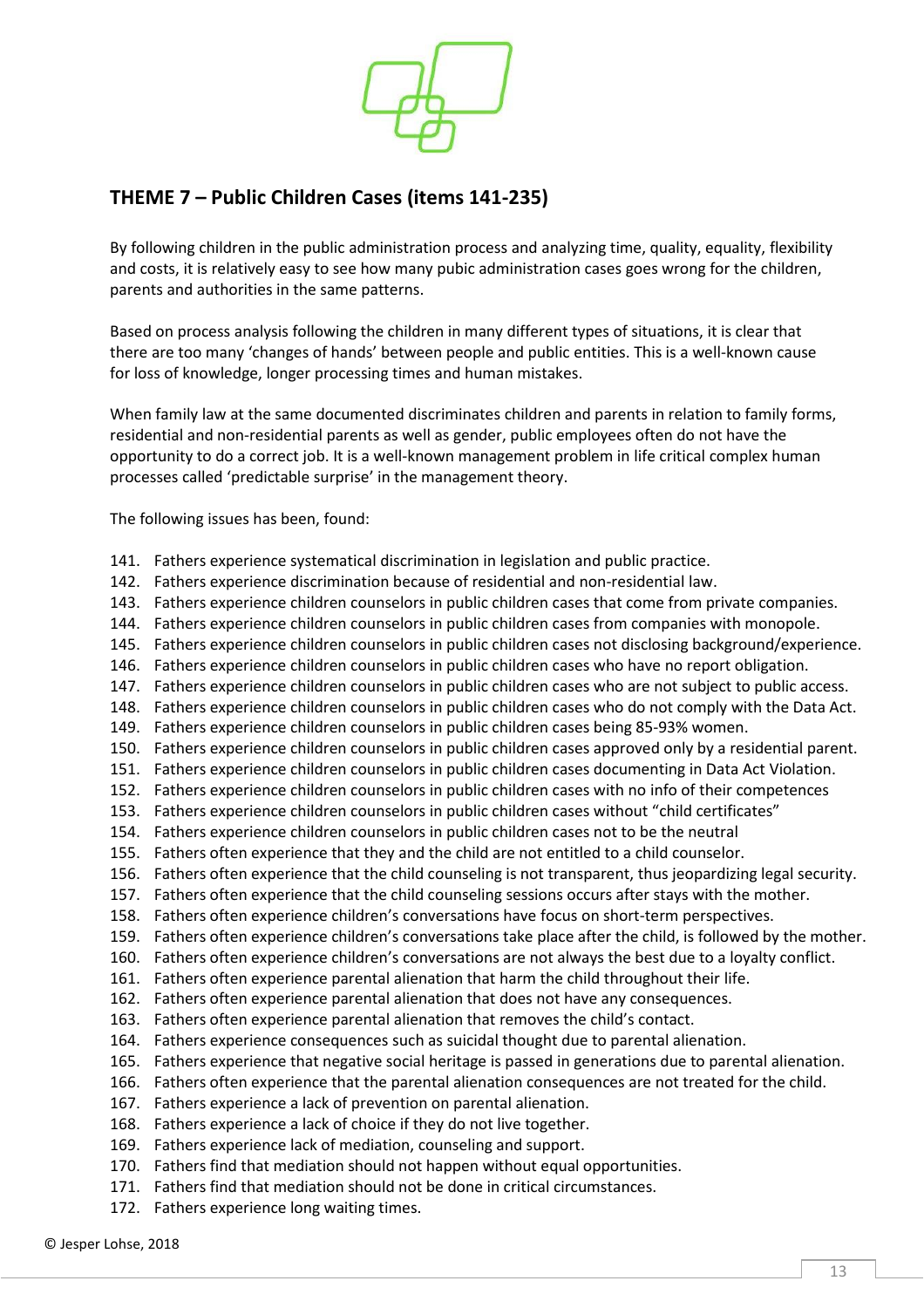## THEME 7 – Public Children Cases (items 141-235)

By following children in the public administration process and analyzing time, quality, equality, flexibility and costs, it is relatively easy to see how many pubic administration cases goes wrong for the children, parents and authorities in the same patterns.

Based on process analysis following the children in many different types of situations, it is clear that there are too many 'changes of hands' between people and public entities. This is a well-known cause for loss of knowledge, longer processing times and human mistakes.

When family law at the same documented discriminates children and parents in relation to family forms, residential and non-residential parents as well as gender, public employees often do not have the opportunity to do a correct job. It is a well-known management problem in life critical complex human processes called 'predictable surprise' in the management theory.

The following issues has been, found:

141. Fathers experience systematical discrimination in legislation and public practice.
142. Fathers experience discrimination because of residential and non-residential law.
143. Fathers experience children counselors in public children cases that come from private companies.
144. Fathers experience children counselors in public children cases from companies with monopole.
145. Fathers experience children counselors in public children cases not disclosing background/experience.
146. Fathers experience children counselors in public children cases who have no report obligation.
147. Fathers experience children counselors in public children cases who are not subject to public access.
148. Fathers experience children counselors in public children cases who do not comply with the Data Act.
149. Fathers experience children counselors in public children cases being 85-93% women.
150. Fathers experience children counselors in public children cases approved only by a residential parent.
151. Fathers experience children counselors in public children cases documenting in Data Act Violation.
152. Fathers experience children counselors in public children cases with no info of their competences
153. Fathers experience children counselors in public children cases without "child certificates"
154. Fathers experience children counselors in public children cases not to be the neutral
155. Fathers often experience that they and the child are not entitled to a child counselor.
156. Fathers often experience that the child counseling is not transparent, thus jeopardizing legal security.
157. Fathers often experience that the child counseling sessions occurs after stays with the mother.
158. Fathers often experience children's conversations have focus on short-term perspectives.
159. Fathers often experience children's conversations take place after the child, is followed by the mother.
160. Fathers often experience children's conversations are not always the best due to a loyalty conflict.
161. Fathers often experience parental alienation that harm the child throughout their life.
162. Fathers often experience parental alienation that does not have any consequences.
163. Fathers often experience parental alienation that removes the child's contact.
164. Fathers experience consequences such as suicidal thought due to parental alienation.
165. Fathers experience that negative social heritage is passed in generations due to parental alienation.
166. Fathers often experience that the parental alienation consequences are not treated for the child.
167. Fathers experience a lack of prevention on parental alienation.
168. Fathers experience a lack of choice if they do not live together.
169. Fathers experience lack of mediation, counseling and support.
170. Fathers find that mediation should not happen without equal opportunities.
171. Fathers find that mediation should not be done in critical circumstances.
172. Fathers experience long waiting times.

© Jesper Lohse, 2018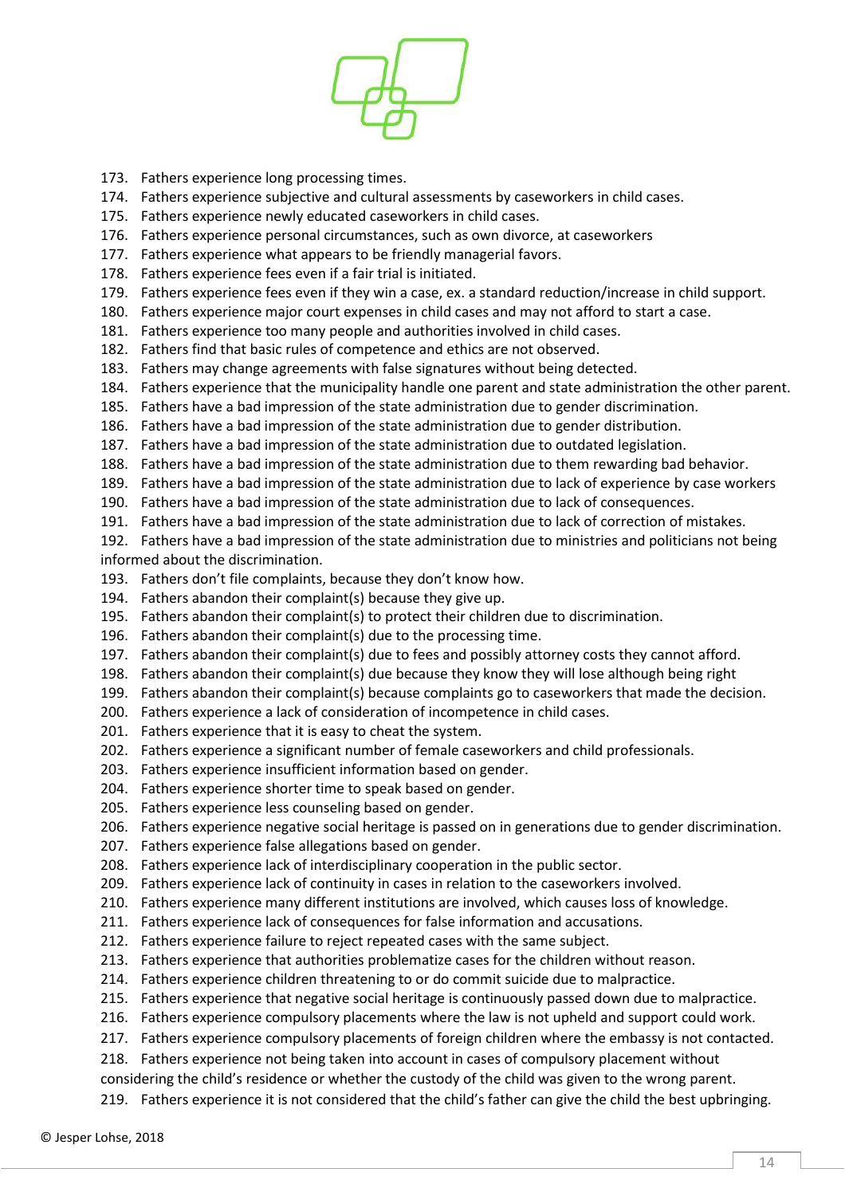173. Fathers experience long processing times.
174. Fathers experience subjective and cultural assessments by caseworkers in child cases.
175. Fathers experience newly educated caseworkers in child cases.
176. Fathers experience personal circumstances, such as own divorce, at caseworkers
177. Fathers experience what appears to be friendly managerial favors.
178. Fathers experience fees even if a fair trial is initiated.
179. Fathers experience fees even if they win a case, ex. a standard reduction/increase in child support.
180. Fathers experience major court expenses in child cases and may not afford to start a case.
181. Fathers experience too many people and authorities involved in child cases.
182. Fathers find that basic rules of competence and ethics are not observed.
183. Fathers may change agreements with false signatures without being detected.
184. Fathers experience that the municipality handle one parent and state administration the other parent.
185. Fathers have a bad impression of the state administration due to gender discrimination.
186. Fathers have a bad impression of the state administration due to gender distribution.
187. Fathers have a bad impression of the state administration due to outdated legislation.
188. Fathers have a bad impression of the state administration due to them rewarding bad behavior.
189. Fathers have a bad impression of the state administration due to lack of experience by case workers
190. Fathers have a bad impression of the state administration due to lack of consequences.
191. Fathers have a bad impression of the state administration due to lack of correction of mistakes.
192. Fathers have a bad impression of the state administration due to ministries and politicians not being informed about the discrimination.
193. Fathers don't file complaints, because they don't know how.
194. Fathers abandon their complaint(s) because they give up.
195. Fathers abandon their complaint(s) to protect their children due to discrimination.
196. Fathers abandon their complaint(s) due to the processing time.
197. Fathers abandon their complaint(s) due to fees and possibly attorney costs they cannot afford.
198. Fathers abandon their complaint(s) due because they know they will lose although being right
199. Fathers abandon their complaint(s) because complaints go to caseworkers that made the decision.
200. Fathers experience a lack of consideration of incompetence in child cases.
201. Fathers experience that it is easy to cheat the system.
202. Fathers experience a significant number of female caseworkers and child professionals.
203. Fathers experience insufficient information based on gender.
204. Fathers experience shorter time to speak based on gender.
205. Fathers experience less counseling based on gender.
206. Fathers experience negative social heritage is passed on in generations due to gender discrimination.
207. Fathers experience false allegations based on gender.
208. Fathers experience lack of interdisciplinary cooperation in the public sector.
209. Fathers experience lack of continuity in cases in relation to the caseworkers involved.
210. Fathers experience many different institutions are involved, which causes loss of knowledge.
211. Fathers experience lack of consequences for false information and accusations.
212. Fathers experience failure to reject repeated cases with the same subject.
213. Fathers experience that authorities problematize cases for the children without reason.
214. Fathers experience children threatening to or do commit suicide due to malpractice.
215. Fathers experience that negative social heritage is continuously passed down due to malpractice.
216. Fathers experience compulsory placements where the law is not upheld and support could work.
217. Fathers experience compulsory placements of foreign children where the embassy is not contacted.
218. Fathers experience not being taken into account in cases of compulsory placement without considering the child's residence or whether the custody of the child was given to the wrong parent.
219. Fathers experience it is not considered that the child's father can give the child the best upbringing.

© Jesper Lohse, 2018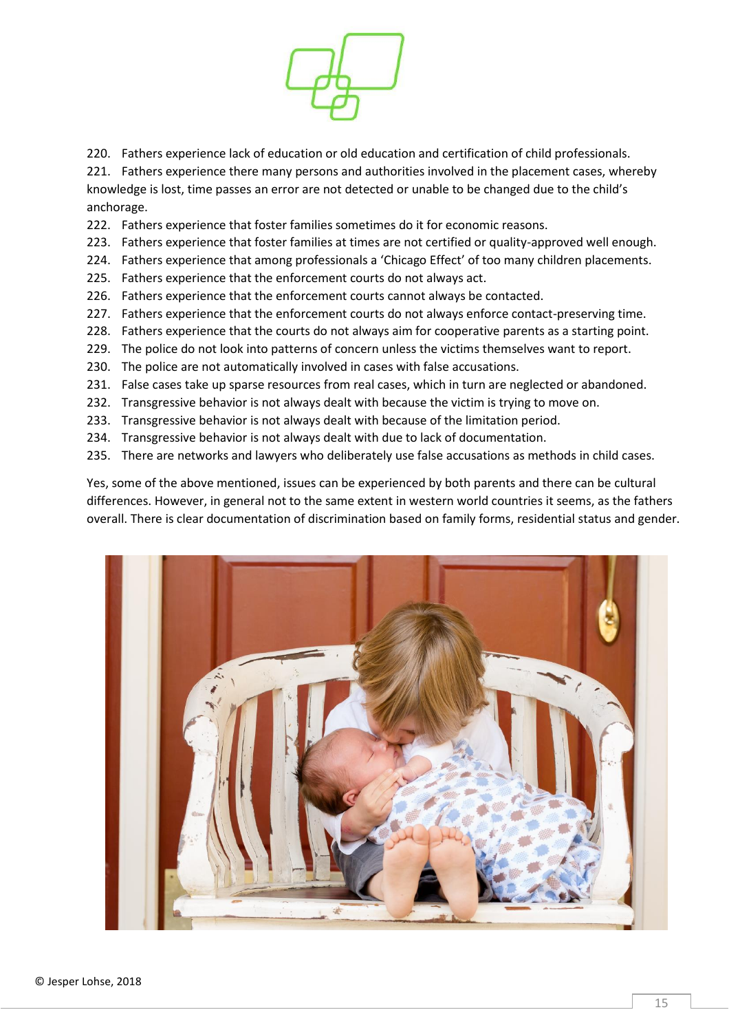220. Fathers experience lack of education or old education and certification of child professionals.
221. Fathers experience there many persons and authorities involved in the placement cases, whereby knowledge is lost, time passes an error are not detected or unable to be changed due to the child's anchorage.
222. Fathers experience that foster families sometimes do it for economic reasons.
223. Fathers experience that foster families at times are not certified or quality-approved well enough.
224. Fathers experience that among professionals a 'Chicago Effect' of too many children placements.
225. Fathers experience that the enforcement courts do not always act.
226. Fathers experience that the enforcement courts cannot always be contacted.
227. Fathers experience that the enforcement courts do not always enforce contact-preserving time.
228. Fathers experience that the courts do not always aim for cooperative parents as a starting point.
229. The police do not look into patterns of concern unless the victims themselves want to report.
230. The police are not automatically involved in cases with false accusations.
231. False cases take up sparse resources from real cases, which in turn are neglected or abandoned.
232. Transgressive behavior is not always dealt with because the victim is trying to move on.
233. Transgressive behavior is not always dealt with because of the limitation period.
234. Transgressive behavior is not always dealt with due to lack of documentation.
235. There are networks and lawyers who deliberately use false accusations as methods in child cases.

Yes, some of the above mentioned, issues can be experienced by both parents and there can be cultural differences. However, in general not to the same extent in western world countries it seems, as the fathers overall. There is clear documentation of discrimination based on family forms, residential status and gender.

© Jesper Lohse, 2018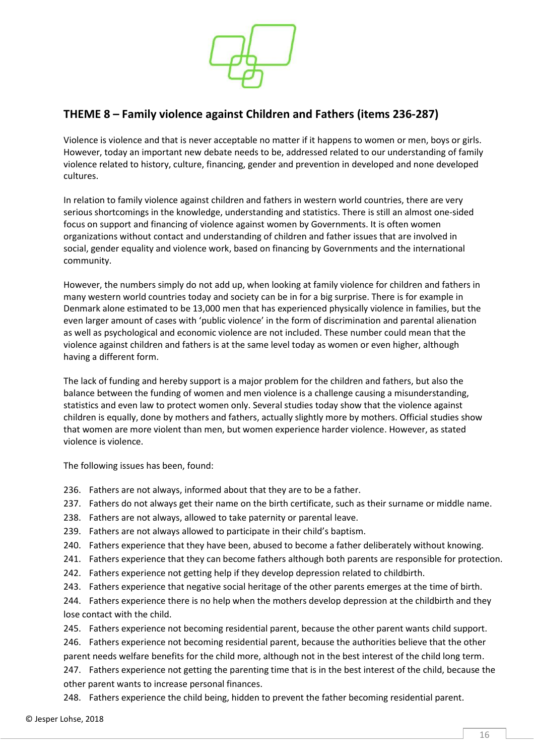## THEME 8 – Family violence against Children and Fathers (items 236-287)

Violence is violence and that is never acceptable no matter if it happens to women or men, boys or girls. However, today an important new debate needs to be, addressed related to our understanding of family violence related to history, culture, financing, gender and prevention in developed and none developed cultures.

In relation to family violence against children and fathers in western world countries, there are very serious shortcomings in the knowledge, understanding and statistics. There is still an almost one-sided focus on support and financing of violence against women by Governments. It is often women organizations without contact and understanding of children and father issues that are involved in social, gender equality and violence work, based on financing by Governments and the international community.

However, the numbers simply do not add up, when looking at family violence for children and fathers in many western world countries today and society can be in for a big surprise. There is for example in Denmark alone estimated to be 13,000 men that has experienced physically violence in families, but the even larger amount of cases with 'public violence' in the form of discrimination and parental alienation as well as psychological and economic violence are not included. These number could mean that the violence against children and fathers is at the same level today as women or even higher, although having a different form.

The lack of funding and hereby support is a major problem for the children and fathers, but also the balance between the funding of women and men violence is a challenge causing a misunderstanding, statistics and even law to protect women only. Several studies today show that the violence against children is equally, done by mothers and fathers, actually slightly more by mothers. Official studies show that women are more violent than men, but women experience harder violence. However, as stated violence is violence.

The following issues has been, found:

236. Fathers are not always, informed about that they are to be a father.
237. Fathers do not always get their name on the birth certificate, such as their surname or middle name.
238. Fathers are not always, allowed to take paternity or parental leave.
239. Fathers are not always allowed to participate in their child's baptism.
240. Fathers experience that they have been, abused to become a father deliberately without knowing.
241. Fathers experience that they can become fathers although both parents are responsible for protection.
242. Fathers experience not getting help if they develop depression related to childbirth.
243. Fathers experience that negative social heritage of the other parents emerges at the time of birth.
244. Fathers experience there is no help when the mothers develop depression at the childbirth and they lose contact with the child.
245. Fathers experience not becoming residential parent, because the other parent wants child support.
246. Fathers experience not becoming residential parent, because the authorities believe that the other parent needs welfare benefits for the child more, although not in the best interest of the child long term.
247. Fathers experience not getting the parenting time that is in the best interest of the child, because the other parent wants to increase personal finances.
248. Fathers experience the child being, hidden to prevent the father becoming residential parent.

© Jesper Lohse, 2018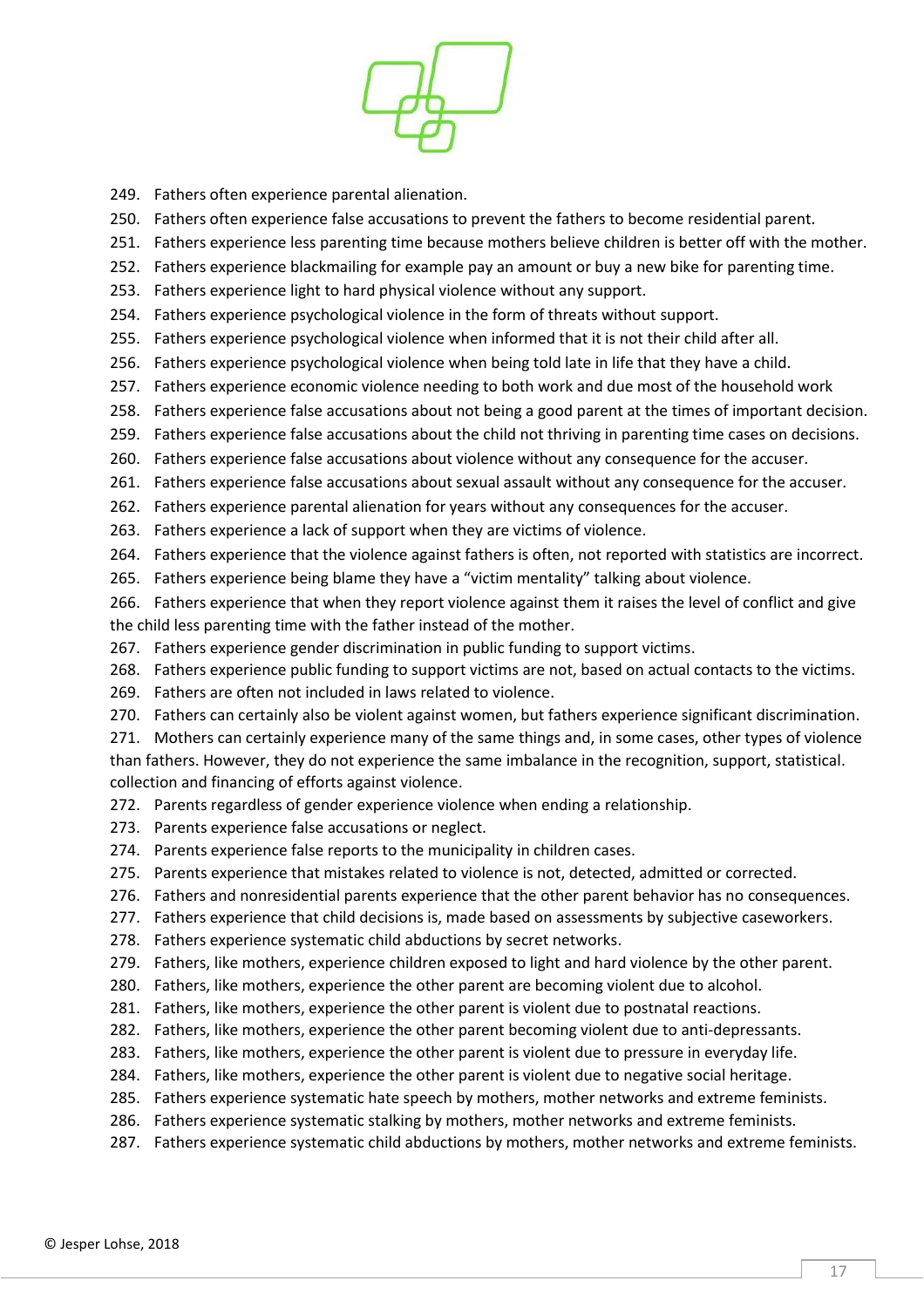249. Fathers often experience parental alienation.
250. Fathers often experience false accusations to prevent the fathers to become residential parent.
251. Fathers experience less parenting time because mothers believe children is better off with the mother.
252. Fathers experience blackmailing for example pay an amount or buy a new bike for parenting time.
253. Fathers experience light to hard physical violence without any support.
254. Fathers experience psychological violence in the form of threats without support.
255. Fathers experience psychological violence when informed that it is not their child after all.
256. Fathers experience psychological violence when being told late in life that they have a child.
257. Fathers experience economic violence needing to both work and due most of the household work
258. Fathers experience false accusations about not being a good parent at the times of important decision.
259. Fathers experience false accusations about the child not thriving in parenting time cases on decisions.
260. Fathers experience false accusations about violence without any consequence for the accuser.
261. Fathers experience false accusations about sexual assault without any consequence for the accuser.
262. Fathers experience parental alienation for years without any consequences for the accuser.
263. Fathers experience a lack of support when they are victims of violence.
264. Fathers experience that the violence against fathers is often, not reported with statistics are incorrect.
265. Fathers experience being blame they have a "victim mentality" talking about violence.
266. Fathers experience that when they report violence against them it raises the level of conflict and give the child less parenting time with the father instead of the mother.
267. Fathers experience gender discrimination in public funding to support victims.
268. Fathers experience public funding to support victims are not, based on actual contacts to the victims.
269. Fathers are often not included in laws related to violence.
270. Fathers can certainly also be violent against women, but fathers experience significant discrimination.
271. Mothers can certainly experience many of the same things and, in some cases, other types of violence than fathers. However, they do not experience the same imbalance in the recognition, support, statistical. collection and financing of efforts against violence.
272. Parents regardless of gender experience violence when ending a relationship.
273. Parents experience false accusations or neglect.
274. Parents experience false reports to the municipality in children cases.
275. Parents experience that mistakes related to violence is not, detected, admitted or corrected.
276. Fathers and nonresidential parents experience that the other parent behavior has no consequences.
277. Fathers experience that child decisions is, made based on assessments by subjective caseworkers.
278. Fathers experience systematic child abductions by secret networks.
279. Fathers, like mothers, experience children exposed to light and hard violence by the other parent.
280. Fathers, like mothers, experience the other parent are becoming violent due to alcohol.
281. Fathers, like mothers, experience the other parent is violent due to postnatal reactions.
282. Fathers, like mothers, experience the other parent becoming violent due to anti-depressants.
283. Fathers, like mothers, experience the other parent is violent due to pressure in everyday life.
284. Fathers, like mothers, experience the other parent is violent due to negative social heritage.
285. Fathers experience systematic hate speech by mothers, mother networks and extreme feminists.
286. Fathers experience systematic stalking by mothers, mother networks and extreme feminists.
287. Fathers experience systematic child abductions by mothers, mother networks and extreme feminists.

© Jesper Lohse, 2018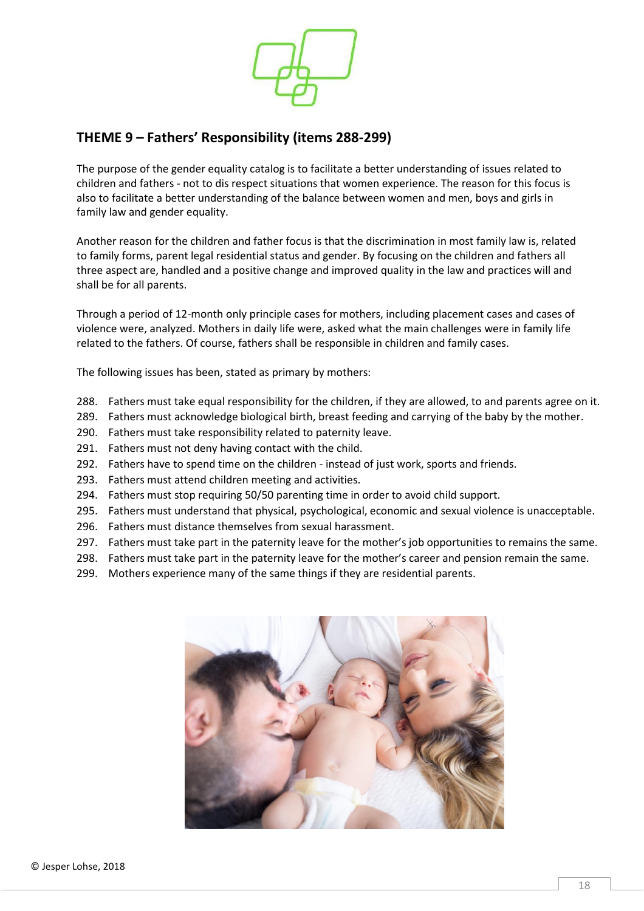## THEME 9 – Fathers' Responsibility (items 288-299)

The purpose of the gender equality catalog is to facilitate a better understanding of issues related to children and fathers - not to dis respect situations that women experience. The reason for this focus is also to facilitate a better understanding of the balance between women and men, boys and girls in family law and gender equality.

Another reason for the children and father focus is that the discrimination in most family law is, related to family forms, parent legal residential status and gender. By focusing on the children and fathers all three aspect are, handled and a positive change and improved quality in the law and practices will and shall be for all parents.

Through a period of 12-month only principle cases for mothers, including placement cases and cases of violence were, analyzed. Mothers in daily life were, asked what the main challenges were in family life related to the fathers. Of course, fathers shall be responsible in children and family cases.

The following issues has been, stated as primary by mothers:

288. Fathers must take equal responsibility for the children, if they are allowed, to and parents agree on it.
289. Fathers must acknowledge biological birth, breast feeding and carrying of the baby by the mother.
290. Fathers must take responsibility related to paternity leave.
291. Fathers must not deny having contact with the child.
292. Fathers have to spend time on the children - instead of just work, sports and friends.
293. Fathers must attend children meeting and activities.
294. Fathers must stop requiring 50/50 parenting time in order to avoid child support.
295. Fathers must understand that physical, psychological, economic and sexual violence is unacceptable.
296. Fathers must distance themselves from sexual harassment.
297. Fathers must take part in the paternity leave for the mother's job opportunities to remains the same.
298. Fathers must take part in the paternity leave for the mother's career and pension remain the same.
299. Mothers experience many of the same things if they are residential parents.

© Jesper Lohse, 2018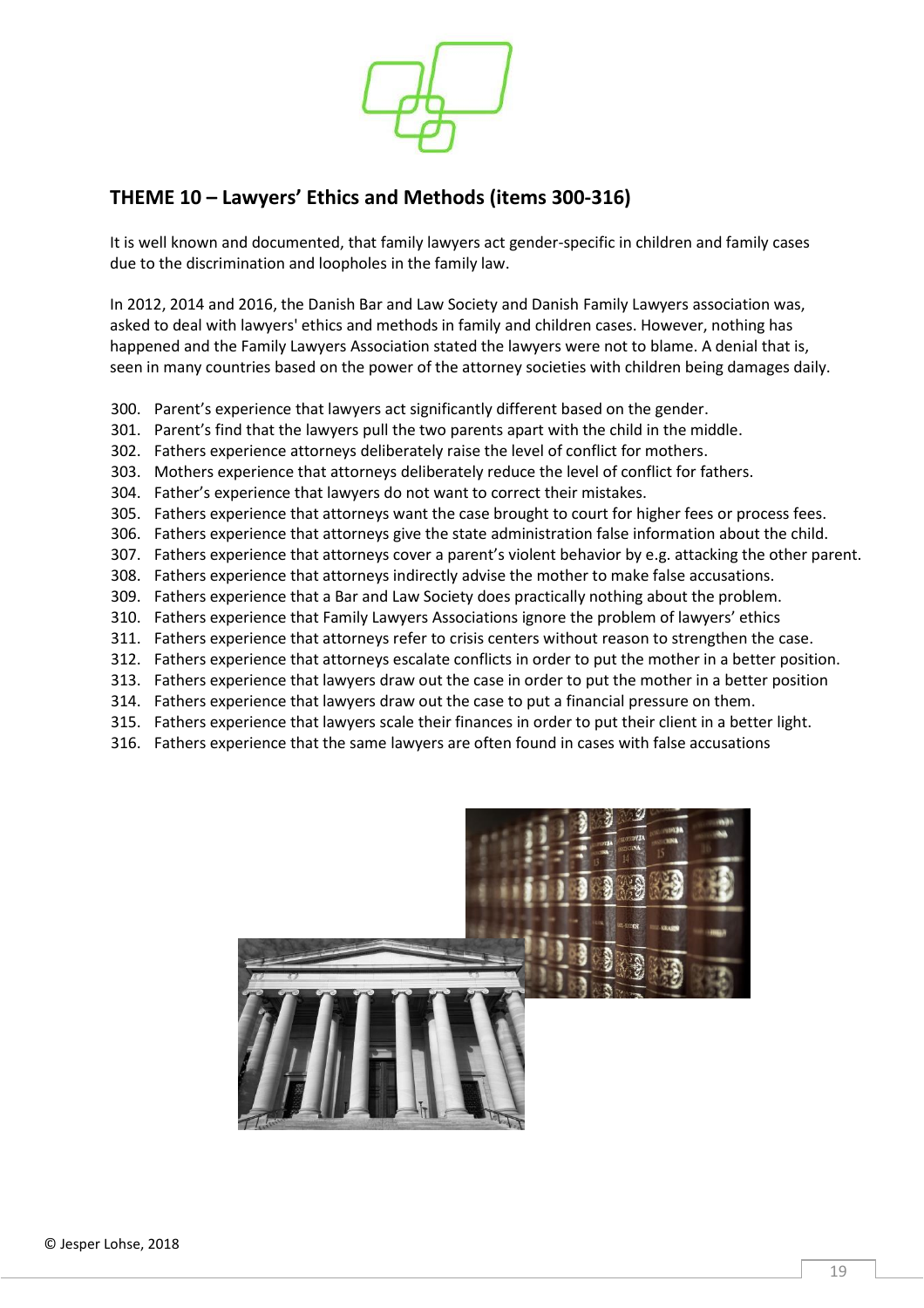## THEME 10 – Lawyers' Ethics and Methods (items 300-316)

It is well known and documented, that family lawyers act gender-specific in children and family cases due to the discrimination and loopholes in the family law.

In 2012, 2014 and 2016, the Danish Bar and Law Society and Danish Family Lawyers association was, asked to deal with lawyers' ethics and methods in family and children cases. However, nothing has happened and the Family Lawyers Association stated the lawyers were not to blame. A denial that is, seen in many countries based on the power of the attorney societies with children being damages daily.

300. Parent's experience that lawyers act significantly different based on the gender.
301. Parent's find that the lawyers pull the two parents apart with the child in the middle.
302. Fathers experience attorneys deliberately raise the level of conflict for mothers.
303. Mothers experience that attorneys deliberately reduce the level of conflict for fathers.
304. Father's experience that lawyers do not want to correct their mistakes.
305. Fathers experience that attorneys want the case brought to court for higher fees or process fees.
306. Fathers experience that attorneys give the state administration false information about the child.
307. Fathers experience that attorneys cover a parent's violent behavior by e.g. attacking the other parent.
308. Fathers experience that attorneys indirectly advise the mother to make false accusations.
309. Fathers experience that a Bar and Law Society does practically nothing about the problem.
310. Fathers experience that Family Lawyers Associations ignore the problem of lawyers' ethics
311. Fathers experience that attorneys refer to crisis centers without reason to strengthen the case.
312. Fathers experience that attorneys escalate conflicts in order to put the mother in a better position.
313. Fathers experience that lawyers draw out the case in order to put the mother in a better position
314. Fathers experience that lawyers draw out the case to put a financial pressure on them.
315. Fathers experience that lawyers scale their finances in order to put their client in a better light.
316. Fathers experience that the same lawyers are often found in cases with false accusations

© Jesper Lohse, 2018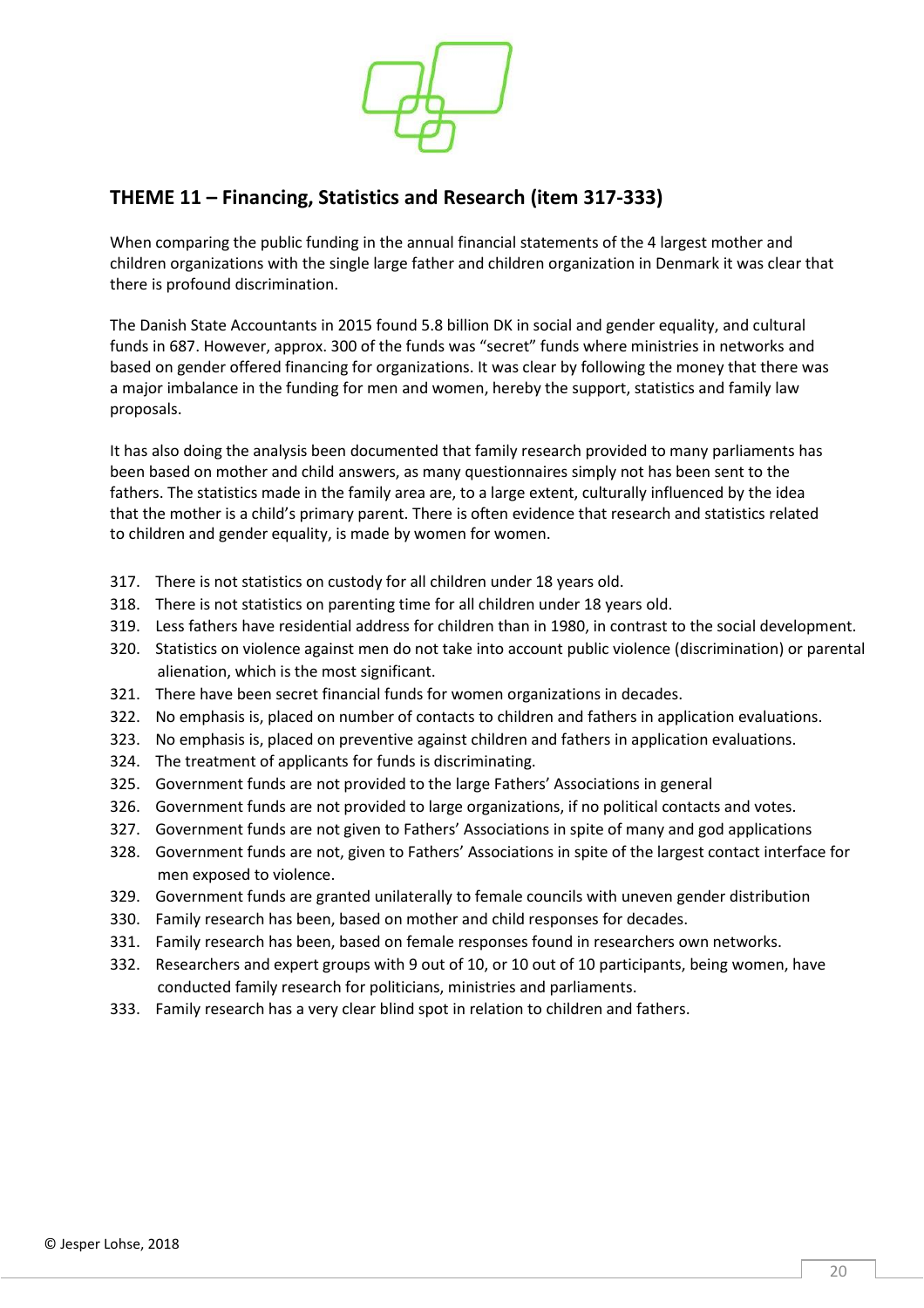## THEME 11 – Financing, Statistics and Research (item 317-333)

When comparing the public funding in the annual financial statements of the 4 largest mother and children organizations with the single large father and children organization in Denmark it was clear that there is profound discrimination.

The Danish State Accountants in 2015 found 5.8 billion DK in social and gender equality, and cultural funds in 687. However, approx. 300 of the funds was "secret" funds where ministries in networks and based on gender offered financing for organizations. It was clear by following the money that there was a major imbalance in the funding for men and women, hereby the support, statistics and family law proposals.

It has also doing the analysis been documented that family research provided to many parliaments has been based on mother and child answers, as many questionnaires simply not has been sent to the fathers. The statistics made in the family area are, to a large extent, culturally influenced by the idea that the mother is a child's primary parent. There is often evidence that research and statistics related to children and gender equality, is made by women for women.

317. There is not statistics on custody for all children under 18 years old.
318. There is not statistics on parenting time for all children under 18 years old.
319. Less fathers have residential address for children than in 1980, in contrast to the social development.
320. Statistics on violence against men do not take into account public violence (discrimination) or parental alienation, which is the most significant.
321. There have been secret financial funds for women organizations in decades.
322. No emphasis is, placed on number of contacts to children and fathers in application evaluations.
323. No emphasis is, placed on preventive against children and fathers in application evaluations.
324. The treatment of applicants for funds is discriminating.
325. Government funds are not provided to the large Fathers' Associations in general
326. Government funds are not provided to large organizations, if no political contacts and votes.
327. Government funds are not given to Fathers' Associations in spite of many and god applications
328. Government funds are not, given to Fathers' Associations in spite of the largest contact interface for men exposed to violence.
329. Government funds are granted unilaterally to female councils with uneven gender distribution
330. Family research has been, based on mother and child responses for decades.
331. Family research has been, based on female responses found in researchers own networks.
332. Researchers and expert groups with 9 out of 10, or 10 out of 10 participants, being women, have conducted family research for politicians, ministries and parliaments.
333. Family research has a very clear blind spot in relation to children and fathers.

© Jesper Lohse, 2018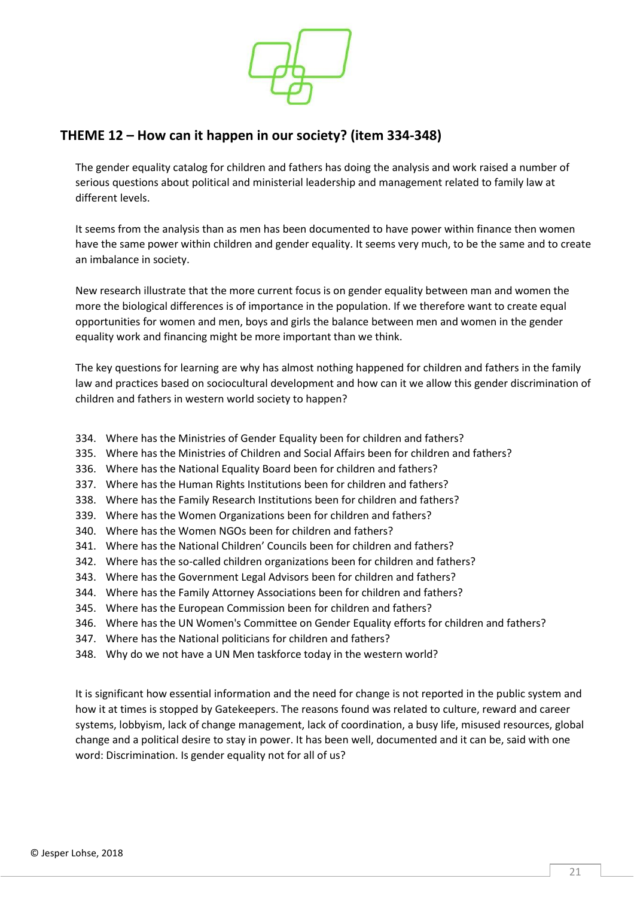## THEME 12 – How can it happen in our society? (item 334-348)

The gender equality catalog for children and fathers has doing the analysis and work raised a number of serious questions about political and ministerial leadership and management related to family law at different levels.

It seems from the analysis than as men has been documented to have power within finance then women have the same power within children and gender equality. It seems very much, to be the same and to create an imbalance in society.

New research illustrate that the more current focus is on gender equality between man and women the more the biological differences is of importance in the population. If we therefore want to create equal opportunities for women and men, boys and girls the balance between men and women in the gender equality work and financing might be more important than we think.

The key questions for learning are why has almost nothing happened for children and fathers in the family law and practices based on sociocultural development and how can it we allow this gender discrimination of children and fathers in western world society to happen?

334. Where has the Ministries of Gender Equality been for children and fathers?
335. Where has the Ministries of Children and Social Affairs been for children and fathers?
336. Where has the National Equality Board been for children and fathers?
337. Where has the Human Rights Institutions been for children and fathers?
338. Where has the Family Research Institutions been for children and fathers?
339. Where has the Women Organizations been for children and fathers?
340. Where has the Women NGOs been for children and fathers?
341. Where has the National Children' Councils been for children and fathers?
342. Where has the so-called children organizations been for children and fathers?
343. Where has the Government Legal Advisors been for children and fathers?
344. Where has the Family Attorney Associations been for children and fathers?
345. Where has the European Commission been for children and fathers?
346. Where has the UN Women's Committee on Gender Equality efforts for children and fathers?
347. Where has the National politicians for children and fathers?
348. Why do we not have a UN Men taskforce today in the western world?

It is significant how essential information and the need for change is not reported in the public system and how it at times is stopped by Gatekeepers. The reasons found was related to culture, reward and career systems, lobbyism, lack of change management, lack of coordination, a busy life, misused resources, global change and a political desire to stay in power. It has been well, documented and it can be, said with one word: Discrimination. Is gender equality not for all of us?

© Jesper Lohse, 2018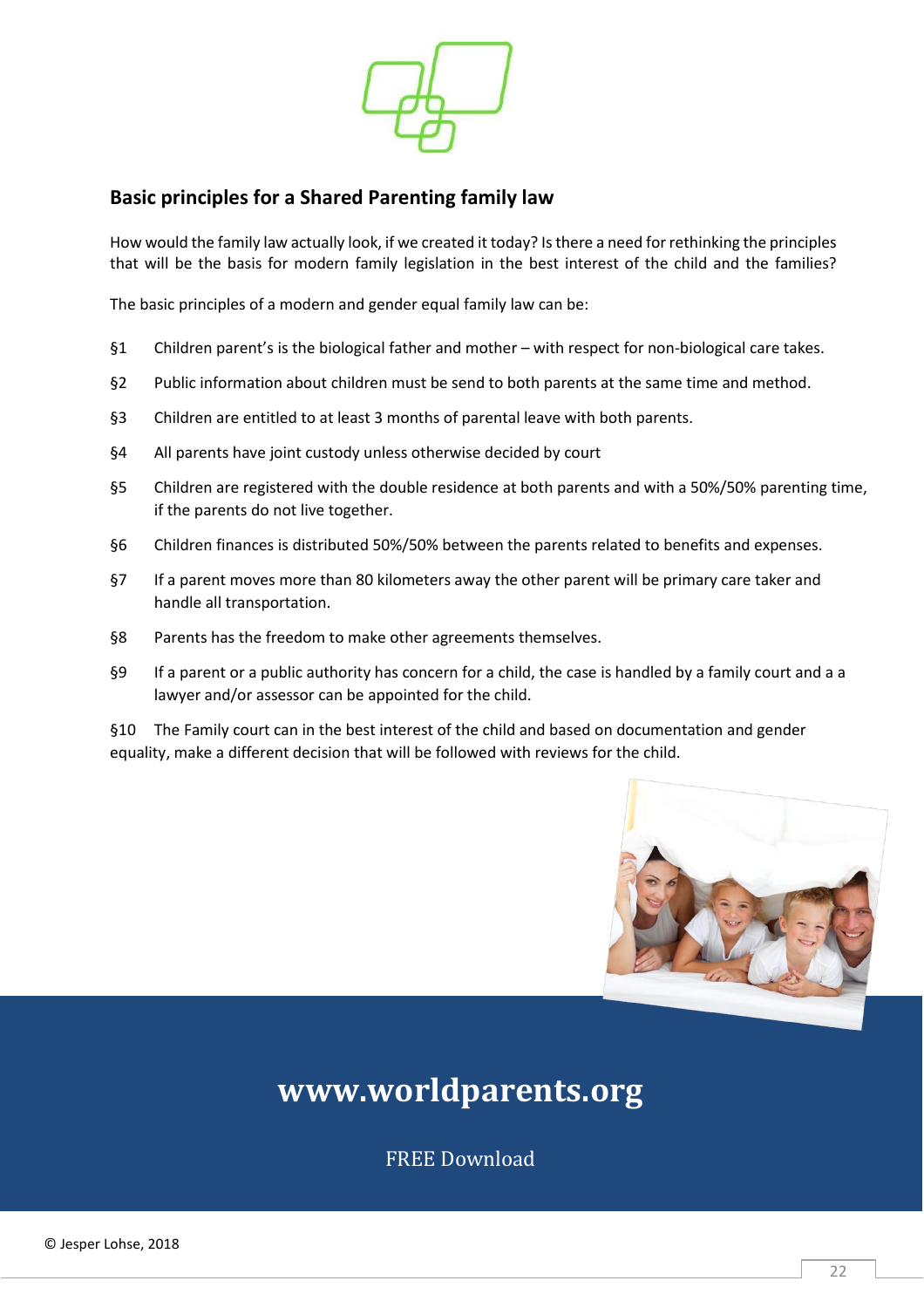## Basic principles for a Shared Parenting family law

How would the family law actually look, if we created it today? Is there a need for rethinking the principles that will be the basis for modern family legislation in the best interest of the child and the families?

The basic principles of a modern and gender equal family law can be:

§1 Children parent's is the biological father and mother – with respect for non-biological care takes.

§2 Public information about children must be send to both parents at the same time and method.

§3 Children are entitled to at least 3 months of parental leave with both parents.

§4 All parents have joint custody unless otherwise decided by court

§5 Children are registered with the double residence at both parents and with a 50%/50% parenting time, if the parents do not live together.

§6 Children finances is distributed 50%/50% between the parents related to benefits and expenses.

§7 If a parent moves more than 80 kilometers away the other parent will be primary care taker and handle all transportation.

§8 Parents has the freedom to make other agreements themselves.

§9 If a parent or a public authority has concern for a child, the case is handled by a family court and a a lawyer and/or assessor can be appointed for the child.

§10 The Family court can in the best interest of the child and based on documentation and gender equality, make a different decision that will be followed with reviews for the child.

**www.worldparents.org**

FREE Download

© Jesper Lohse, 2018